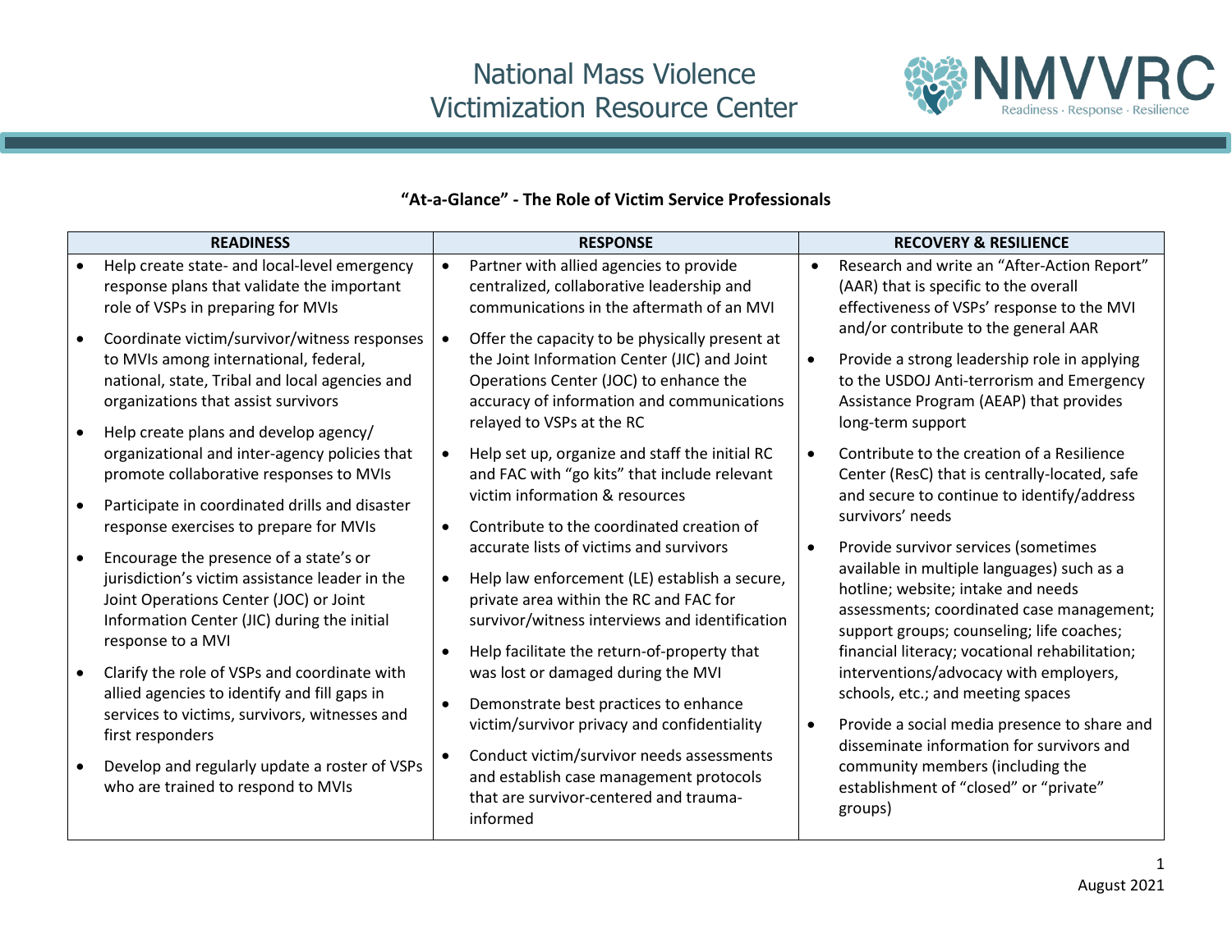# National Mass Violence Victimization Resource Center

**NMVVRC** Readiness · Response · Resilience

**"At-a-Glance" - The Role of Victim Service Professionals**

| READINESS | RESPONSE | RECOVERY & RESILIENCE |
| --- | --- | --- |
| • Help create state- and local-level emergency response plans that validate the important role of VSPs in preparing for MVIs<br>• Coordinate victim/survivor/witness responses to MVIs among international, federal, national, state, Tribal and local agencies and organizations that assist survivors<br>• Help create plans and develop agency/ organizational and inter-agency policies that promote collaborative responses to MVIs<br>• Participate in coordinated drills and disaster response exercises to prepare for MVIs<br>• Encourage the presence of a state's or jurisdiction's victim assistance leader in the Joint Operations Center (JOC) or Joint Information Center (JIC) during the initial response to a MVI<br>• Clarify the role of VSPs and coordinate with allied agencies to identify and fill gaps in services to victims, survivors, witnesses and first responders<br>• Develop and regularly update a roster of VSPs who are trained to respond to MVIs | • Partner with allied agencies to provide centralized, collaborative leadership and communications in the aftermath of an MVI<br>• Offer the capacity to be physically present at the Joint Information Center (JIC) and Joint Operations Center (JOC) to enhance the accuracy of information and communications relayed to VSPs at the RC<br>• Help set up, organize and staff the initial RC and FAC with "go kits" that include relevant victim information & resources<br>• Contribute to the coordinated creation of accurate lists of victims and survivors<br>• Help law enforcement (LE) establish a secure, private area within the RC and FAC for survivor/witness interviews and identification<br>• Help facilitate the return-of-property that was lost or damaged during the MVI<br>• Demonstrate best practices to enhance victim/survivor privacy and confidentiality<br>• Conduct victim/survivor needs assessments and establish case management protocols that are survivor-centered and trauma-informed | • Research and write an "After-Action Report" (AAR) that is specific to the overall effectiveness of VSPs' response to the MVI and/or contribute to the general AAR<br>• Provide a strong leadership role in applying to the USDOJ Anti-terrorism and Emergency Assistance Program (AEAP) that provides long-term support<br>• Contribute to the creation of a Resilience Center (ResC) that is centrally-located, safe and secure to continue to identify/address survivors' needs<br>• Provide survivor services (sometimes available in multiple languages) such as a hotline; website; intake and needs assessments; coordinated case management; support groups; counseling; life coaches; financial literacy; vocational rehabilitation; interventions/advocacy with employers, schools, etc.; and meeting spaces<br>• Provide a social media presence to share and disseminate information for survivors and community members (including the establishment of "closed" or "private" groups) |

August 2021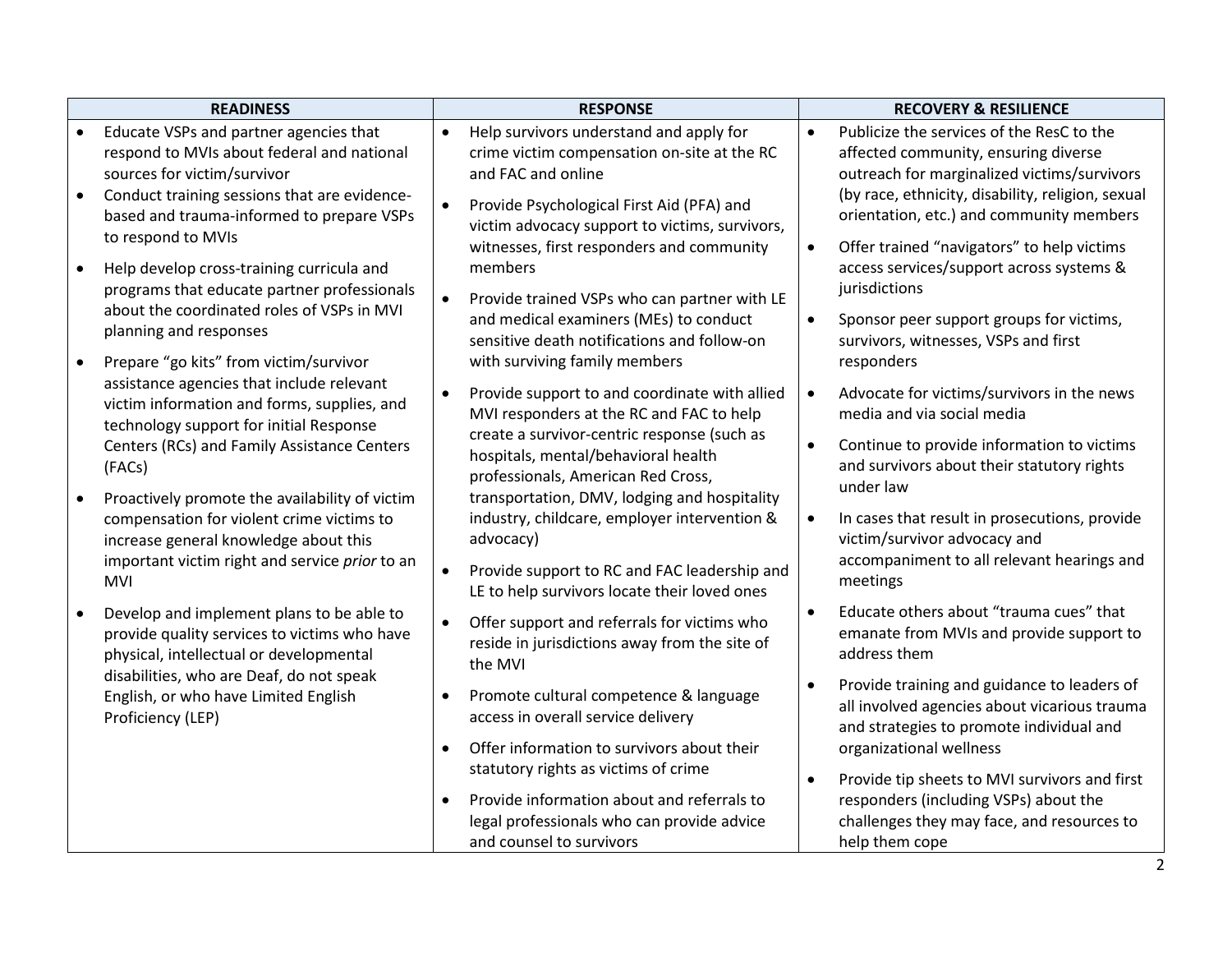| READINESS | RESPONSE | RECOVERY & RESILIENCE |
|---|---|---|
| • Educate VSPs and partner agencies that respond to MVIs about federal and national sources for victim/survivor<br>• Conduct training sessions that are evidence-based and trauma-informed to prepare VSPs to respond to MVIs<br>• Help develop cross-training curricula and programs that educate partner professionals about the coordinated roles of VSPs in MVI planning and responses<br>• Prepare "go kits" from victim/survivor assistance agencies that include relevant victim information and forms, supplies, and technology support for initial Response Centers (RCs) and Family Assistance Centers (FACs)<br>• Proactively promote the availability of victim compensation for violent crime victims to increase general knowledge about this important victim right and service *prior* to an MVI<br>• Develop and implement plans to be able to provide quality services to victims who have physical, intellectual or developmental disabilities, who are Deaf, do not speak English, or who have Limited English Proficiency (LEP) | • Help survivors understand and apply for crime victim compensation on-site at the RC and FAC and online<br>• Provide Psychological First Aid (PFA) and victim advocacy support to victims, survivors, witnesses, first responders and community members<br>• Provide trained VSPs who can partner with LE and medical examiners (MEs) to conduct sensitive death notifications and follow-on with surviving family members<br>• Provide support to and coordinate with allied MVI responders at the RC and FAC to help create a survivor-centric response (such as hospitals, mental/behavioral health professionals, American Red Cross, transportation, DMV, lodging and hospitality industry, childcare, employer intervention & advocacy)<br>• Provide support to RC and FAC leadership and LE to help survivors locate their loved ones<br>• Offer support and referrals for victims who reside in jurisdictions away from the site of the MVI<br>• Promote cultural competence & language access in overall service delivery<br>• Offer information to survivors about their statutory rights as victims of crime<br>• Provide information about and referrals to legal professionals who can provide advice and counsel to survivors | • Publicize the services of the ResC to the affected community, ensuring diverse outreach for marginalized victims/survivors (by race, ethnicity, disability, religion, sexual orientation, etc.) and community members<br>• Offer trained "navigators" to help victims access services/support across systems & jurisdictions<br>• Sponsor peer support groups for victims, survivors, witnesses, VSPs and first responders<br>• Advocate for victims/survivors in the news media and via social media<br>• Continue to provide information to victims and survivors about their statutory rights under law<br>• In cases that result in prosecutions, provide victim/survivor advocacy and accompaniment to all relevant hearings and meetings<br>• Educate others about "trauma cues" that emanate from MVIs and provide support to address them<br>• Provide training and guidance to leaders of all involved agencies about vicarious trauma and strategies to promote individual and organizational wellness<br>• Provide tip sheets to MVI survivors and first responders (including VSPs) about the challenges they may face, and resources to help them cope |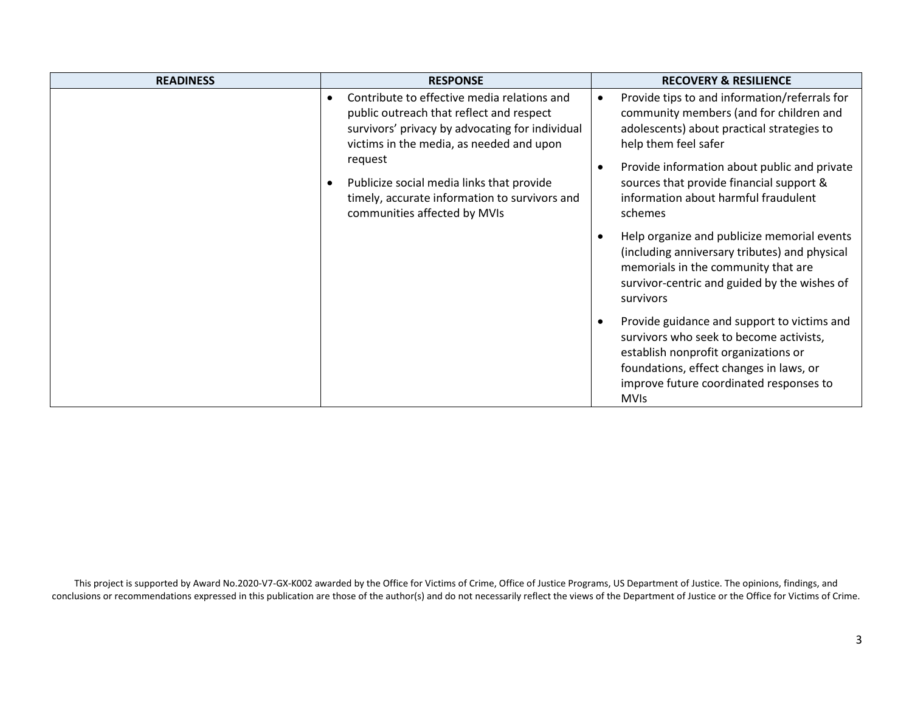| READINESS | RESPONSE | RECOVERY & RESILIENCE |
|---|---|---|
| | • Contribute to effective media relations and public outreach that reflect and respect survivors' privacy by advocating for individual victims in the media, as needed and upon request<br>• Publicize social media links that provide timely, accurate information to survivors and communities affected by MVIs | • Provide tips to and information/referrals for community members (and for children and adolescents) about practical strategies to help them feel safer<br>• Provide information about public and private sources that provide financial support & information about harmful fraudulent schemes<br>• Help organize and publicize memorial events (including anniversary tributes) and physical memorials in the community that are survivor-centric and guided by the wishes of survivors<br>• Provide guidance and support to victims and survivors who seek to become activists, establish nonprofit organizations or foundations, effect changes in laws, or improve future coordinated responses to MVIs |

This project is supported by Award No.2020-V7-GX-K002 awarded by the Office for Victims of Crime, Office of Justice Programs, US Department of Justice. The opinions, findings, and conclusions or recommendations expressed in this publication are those of the author(s) and do not necessarily reflect the views of the Department of Justice or the Office for Victims of Crime.